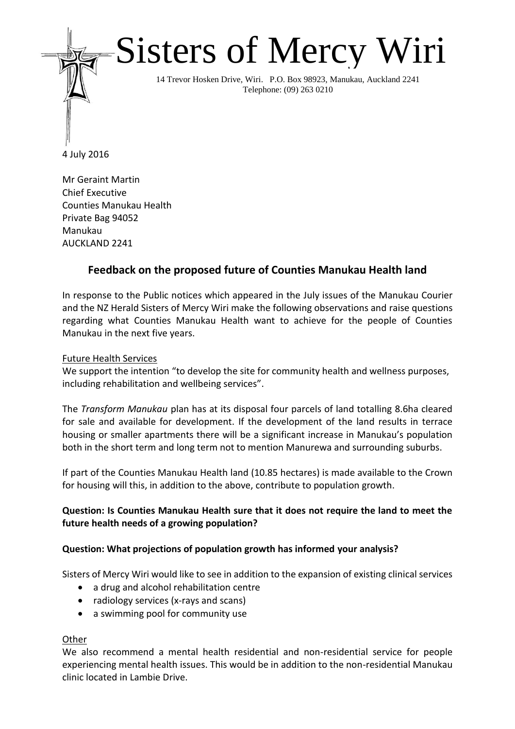# Sisters of Mercy Wiri

14 Trevor Hosken Drive, Wiri. P.O. Box 98923, Manukau, Auckland 2241
Telephone: (09) 263 0210

4 July 2016

Mr Geraint Martin
Chief Executive
Counties Manukau Health
Private Bag 94052
Manukau
AUCKLAND 2241

## Feedback on the proposed future of Counties Manukau Health land

In response to the Public notices which appeared in the July issues of the Manukau Courier and the NZ Herald Sisters of Mercy Wiri make the following observations and raise questions regarding what Counties Manukau Health want to achieve for the people of Counties Manukau in the next five years.

Future Health Services

We support the intention "to develop the site for community health and wellness purposes, including rehabilitation and wellbeing services".

The *Transform Manukau* plan has at its disposal four parcels of land totalling 8.6ha cleared for sale and available for development. If the development of the land results in terrace housing or smaller apartments there will be a significant increase in Manukau's population both in the short term and long term not to mention Manurewa and surrounding suburbs.

If part of the Counties Manukau Health land (10.85 hectares) is made available to the Crown for housing will this, in addition to the above, contribute to population growth.

**Question: Is Counties Manukau Health sure that it does not require the land to meet the future health needs of a growing population?**

**Question: What projections of population growth has informed your analysis?**

Sisters of Mercy Wiri would like to see in addition to the expansion of existing clinical services

- a drug and alcohol rehabilitation centre
- radiology services (x-rays and scans)
- a swimming pool for community use

Other

We also recommend a mental health residential and non-residential service for people experiencing mental health issues. This would be in addition to the non-residential Manukau clinic located in Lambie Drive.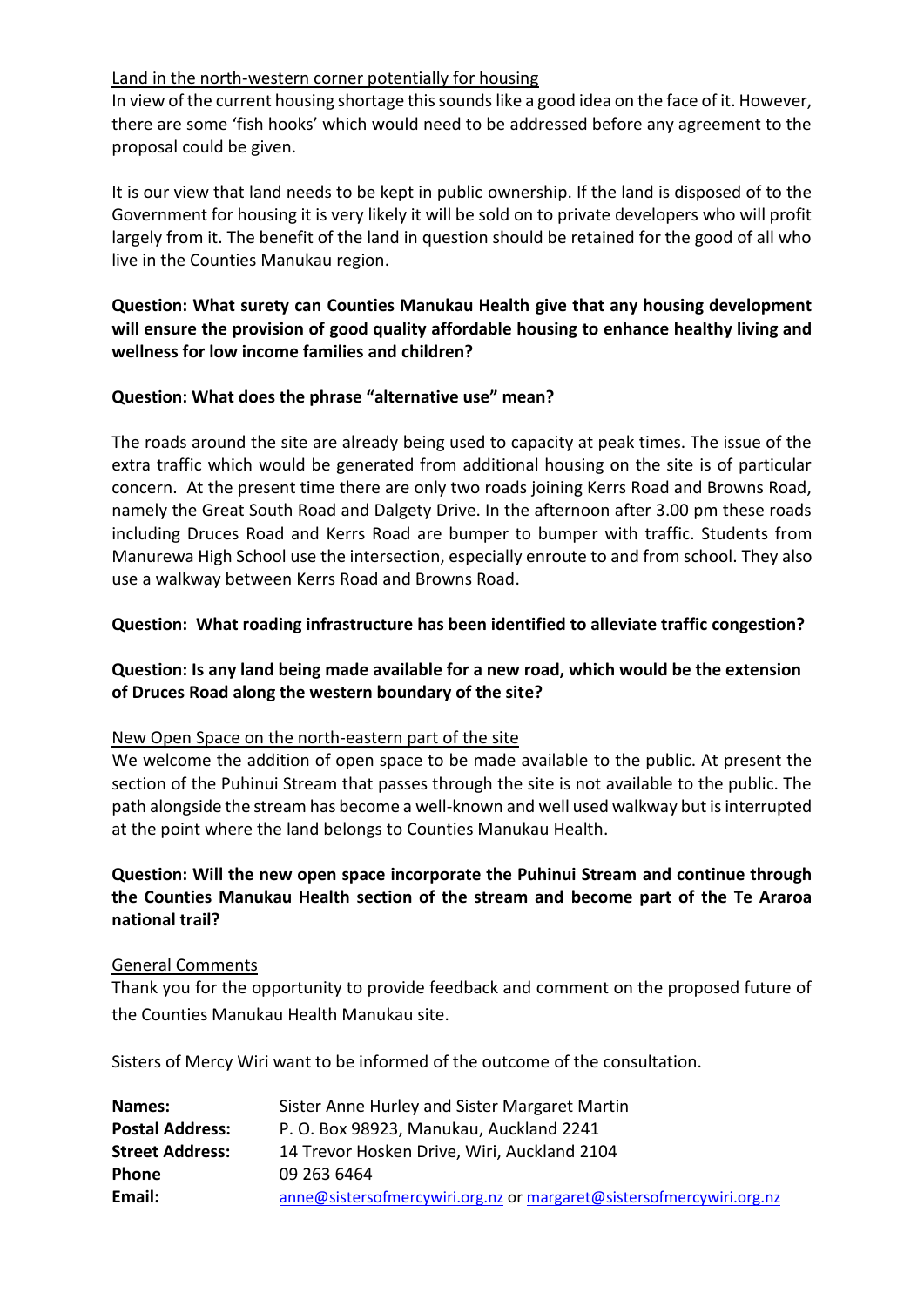Land in the north-western corner potentially for housing

In view of the current housing shortage this sounds like a good idea on the face of it. However, there are some 'fish hooks' which would need to be addressed before any agreement to the proposal could be given.

It is our view that land needs to be kept in public ownership. If the land is disposed of to the Government for housing it is very likely it will be sold on to private developers who will profit largely from it. The benefit of the land in question should be retained for the good of all who live in the Counties Manukau region.

**Question: What surety can Counties Manukau Health give that any housing development will ensure the provision of good quality affordable housing to enhance healthy living and wellness for low income families and children?**

**Question: What does the phrase "alternative use" mean?**

The roads around the site are already being used to capacity at peak times. The issue of the extra traffic which would be generated from additional housing on the site is of particular concern. At the present time there are only two roads joining Kerrs Road and Browns Road, namely the Great South Road and Dalgety Drive. In the afternoon after 3.00 pm these roads including Druces Road and Kerrs Road are bumper to bumper with traffic. Students from Manurewa High School use the intersection, especially enroute to and from school. They also use a walkway between Kerrs Road and Browns Road.

**Question: What roading infrastructure has been identified to alleviate traffic congestion?**

**Question: Is any land being made available for a new road, which would be the extension of Druces Road along the western boundary of the site?**

New Open Space on the north-eastern part of the site

We welcome the addition of open space to be made available to the public. At present the section of the Puhinui Stream that passes through the site is not available to the public. The path alongside the stream has become a well-known and well used walkway but is interrupted at the point where the land belongs to Counties Manukau Health.

**Question: Will the new open space incorporate the Puhinui Stream and continue through the Counties Manukau Health section of the stream and become part of the Te Araroa national trail?**

General Comments

Thank you for the opportunity to provide feedback and comment on the proposed future of the Counties Manukau Health Manukau site.

Sisters of Mercy Wiri want to be informed of the outcome of the consultation.

| | |
|---|---|
| **Names:** | Sister Anne Hurley and Sister Margaret Martin |
| **Postal Address:** | P. O. Box 98923, Manukau, Auckland 2241 |
| **Street Address:** | 14 Trevor Hosken Drive, Wiri, Auckland 2104 |
| **Phone** | 09 263 6464 |
| **Email:** | anne@sistersofmercywiri.org.nz or margaret@sistersofmercywiri.org.nz |